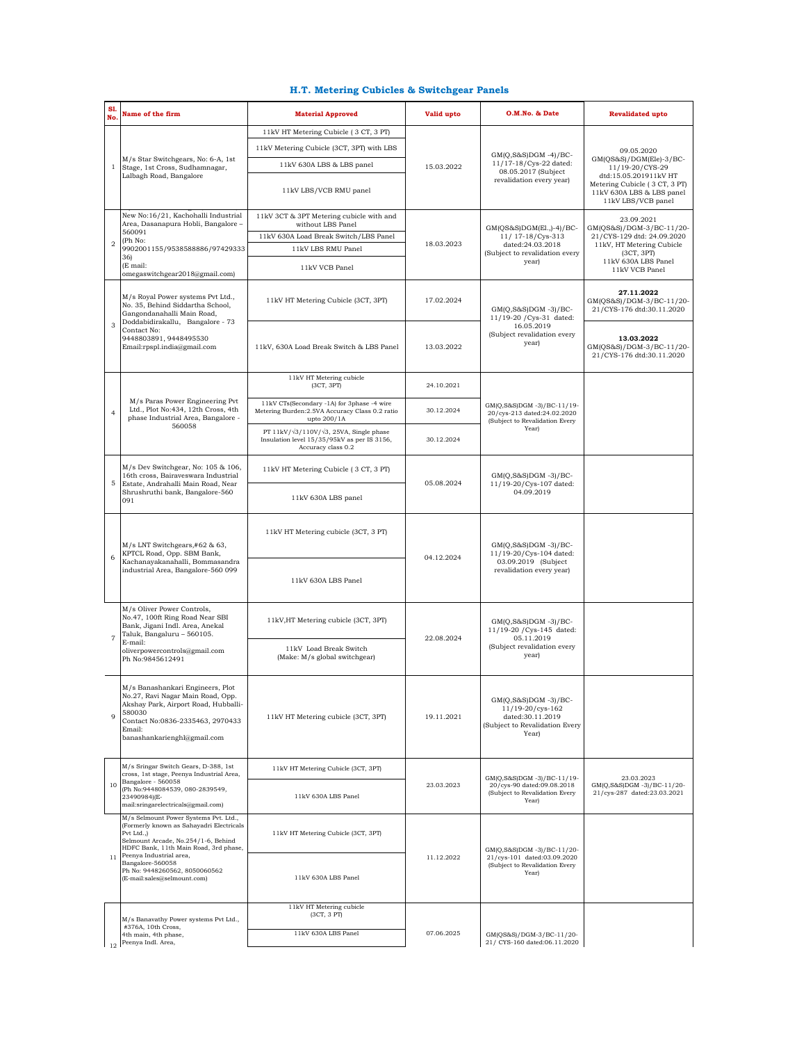# H.T. Metering Cubicles & Switchgear Panels

| Sl. No. | Name of the firm | Material Approved | Valid upto | O.M.No. & Date | Revalidated upto |
|---|---|---|---|---|---|
| 1 | M/s Star Switchgears, No: 6-A, 1st Stage, 1st Cross, Sudhamnagar, Lalbagh Road, Bangalore | 11kV HT Metering Cubicle ( 3 CT, 3 PT)<br>11kV Metering Cubicle (3CT, 3PT) with LBS<br>11kV 630A LBS & LBS panel<br>11kV LBS/VCB RMU panel | 15.03.2022 | GM(Q,S&S)DGM -4)/BC-11/17-18/Cys-22 dated: 08.05.2017 (Subject revalidation every year) | 09.05.2020 GM(QS&S)/DGM(Ele)-3/BC-11/19-20/CYS-29 dtd:15.05.201911kV HT Metering Cubicle ( 3 CT, 3 PT) 11kV 630A LBS & LBS panel 11kV LBS/VCB panel |
| 2 | New No:16/21, Kachohalli Industrial Area, Dasanapura Hobli, Bangalore – 560091 (Ph No: 9902001155/9538588886/97429333 36) (E mail: omegaswitchgear2018@gmail.com) | 11kV 3CT & 3PT Metering cubicle with and without LBS Panel<br>11kV 630A Load Break Switch/LBS Panel<br>11kV LBS RMU Panel<br>11kV VCB Panel | 18.03.2023 | GM(QS&S)DGM(El.,)-4)/BC-11/ 17-18/Cys-313 dated:24.03.2018 (Subject to revalidation every year) | 23.09.2021 GM(QS&S)/DGM-3/BC-11/20-21/CYS-129 dtd: 24.09.2020 11kV, HT Metering Cubicle (3CT, 3PT) 11kV 630A LBS Panel 11kV VCB Panel |
| 3 | M/s Royal Power systems Pvt Ltd., No. 35, Behind Siddartha School, Gangondanahalli Main Road, Doddabidirakallu, Bangalore - 73 Contact No: 9448803891, 9448495530 Email:rpspl.india@gmail.com | 11kV HT Metering Cubicle (3CT, 3PT) | 17.02.2024 | GM(Q,S&S)DGM -3)/BC-11/19-20 /Cys-31 dated: 16.05.2019 (Subject revalidation every year) | **27.11.2022** GM(QS&S)/DGM-3/BC-11/20-21/CYS-176 dtd:30.11.2020 |
| | | 11kV, 630A Load Break Switch & LBS Panel | 13.03.2022 | | **13.03.2022** GM(QS&S)/DGM-3/BC-11/20-21/CYS-176 dtd:30.11.2020 |
| 4 | M/s Paras Power Engineering Pvt Ltd., Plot No:434, 12th Cross, 4th phase Industrial Area, Bangalore - 560058 | 11kV HT Metering cubicle (3CT, 3PT) | 24.10.2021 | GM(Q,S&S)DGM -3)/BC-11/19-20/cys-213 dated:24.02.2020 (Subject to Revalidation Every Year) | |
| | | 11kV CTs(Secondary -1A) for 3phase -4 wire Metering Burden:2.5VA Accuracy Class 0.2 ratio upto 200/1A | 30.12.2024 | | |
| | | PT 11kV/√3/110V/√3, 25VA, Single phase Insulation level 15/35/95kV as per IS 3156, Accuracy class 0.2 | 30.12.2024 | | |
| 5 | M/s Dev Switchgear, No: 105 & 106, 16th cross, Bairaveswara Industrial Estate, Andrahalli Main Road, Near Shrushruthi bank, Bangalore-560 091 | 11kV HT Metering Cubicle ( 3 CT, 3 PT)<br>11kV 630A LBS panel | 05.08.2024 | GM(Q,S&S)DGM -3)/BC-11/19-20/Cys-107 dated: 04.09.2019 | |
| 6 | M/s LNT Switchgears,#62 & 63, KPTCL Road, Opp. SBM Bank, Kachanayakanahalli, Bommasandra industrial Area, Bangalore-560 099 | 11kV HT Metering cubicle (3CT, 3 PT)<br>11kV 630A LBS Panel | 04.12.2024 | GM(Q,S&S)DGM -3)/BC-11/19-20/Cys-104 dated: 03.09.2019 (Subject revalidation every year) | |
| 7 | M/s Oliver Power Controls, No.47, 100ft Ring Road Near SBI Bank, Jigani Indl. Area, Anekal Taluk, Bangaluru – 560105. E-mail: oliverpowercontrols@gmail.com Ph No:9845612491 | 11kV,HT Metering cubicle (3CT, 3PT)<br>11kV Load Break Switch (Make: M/s global switchgear) | 22.08.2024 | GM(Q,S&S)DGM -3)/BC-11/19-20 /Cys-145 dated: 05.11.2019 (Subject revalidation every year) | |
| 9 | M/s Banashankari Engineers, Plot No.27, Ravi Nagar Main Road, Opp. Akshay Park, Airport Road, Hubballi-580030 Contact No:0836-2335463, 2970433 Email: banashankarienghl@gmail.com | 11kV HT Metering cubicle (3CT, 3PT) | 19.11.2021 | GM(Q,S&S)DGM -3)/BC-11/19-20/cys-162 dated:30.11.2019 (Subject to Revalidation Every Year) | |
| 10 | M/s Sringar Switch Gears, D-388, 1st cross, 1st stage, Peenya Industrial Area, Bangalore - 560058 (Ph No:9448084539, 080-2839549, 23490984)(E-mail:sringarelectricals@gmail.com) | 11kV HT Metering Cubicle (3CT, 3PT)<br>11kV 630A LBS Panel | 23.03.2023 | GM(Q,S&S)DGM -3)/BC-11/19-20/cys-90 dated:09.08.2018 (Subject to Revalidation Every Year) | 23.03.2023 GM(Q,S&S)DGM -3)/BC-11/20-21/cys-287 dated:23.03.2021 |
| 11 | M/s Selmount Power Systems Pvt. Ltd., (Formerly known as Sahayadri Electricals Pvt Ltd.,) Selmount Arcade, No.254/1-6, Behind HDFC Bank, 11th Main Road, 3rd phase, Peenya Industrial area, Bangalore-560058 Ph No: 9448260562, 8050060562 (E-mail:sales@selmount.com) | 11kV HT Metering Cubicle (3CT, 3PT)<br>11kV 630A LBS Panel | 11.12.2022 | GM(Q,S&S)DGM -3)/BC-11/20-21/cys-101 dated:03.09.2020 (Subject to Revalidation Every Year) | |
| 12 | M/s Banavathy Power systems Pvt Ltd., #376A, 10th Cross, 4th main, 4th phase, Peenya Indl. Area, | 11kV HT Metering cubicle (3CT, 3 PT)<br>11kV 630A LBS Panel | 07.06.2025 | GM(QS&S)/DGM-3/BC-11/20-21/ CYS-160 dated:06.11.2020 | |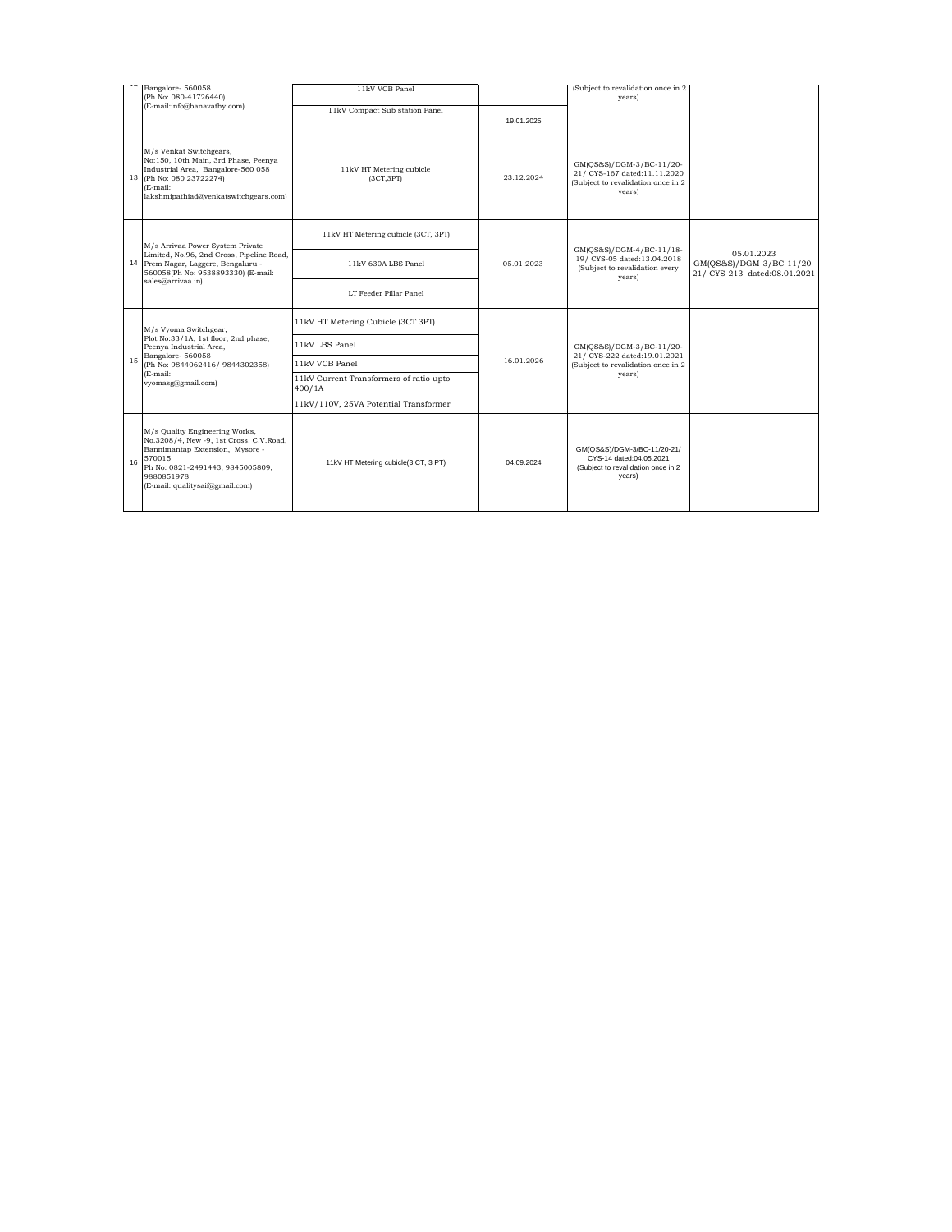| | | | | | |
|---|---|---|---|---|---|
| 12 | Bangalore- 560058<br>(Ph No: 080-41726440)<br>(E-mail:info@banavathy.com) | 11kV VCB Panel | | (Subject to revalidation once in 2 years) | |
| | | 11kV Compact Sub station Panel | 19.01.2025 | | |
| 13 | M/s Venkat Switchgears,<br>No:150, 10th Main, 3rd Phase, Peenya Industrial Area, Bangalore-560 058<br>(Ph No: 080 23722274)<br>(E-mail:<br>lakshmipathiad@venkatswitchgears.com) | 11kV HT Metering cubicle (3CT,3PT) | 23.12.2024 | GM(QS&S)/DGM-3/BC-11/20-21/ CYS-167 dated:11.11.2020 (Subject to revalidation once in 2 years) | |
| 14 | M/s Arrivaa Power System Private Limited, No.96, 2nd Cross, Pipeline Road, Prem Nagar, Laggere, Bengaluru - 560058(Ph No: 9538893330) (E-mail: sales@arrivaa.in) | 11kV HT Metering cubicle (3CT, 3PT) | 05.01.2023 | GM(QS&S)/DGM-4/BC-11/18-19/ CYS-05 dated:13.04.2018 (Subject to revalidation every years) | 05.01.2023 GM(QS&S)/DGM-3/BC-11/20-21/ CYS-213 dated:08.01.2021 |
| | | 11kV 630A LBS Panel | | | |
| | | LT Feeder Pillar Panel | | | |
| 15 | M/s Vyoma Switchgear,<br>Plot No:33/1A, 1st floor, 2nd phase, Peenya Industrial Area,<br>Bangalore- 560058<br>(Ph No: 9844062416/ 9844302358)<br>(E-mail:<br>vyomasg@gmail.com) | 11kV HT Metering Cubicle (3CT 3PT) | 16.01.2026 | GM(QS&S)/DGM-3/BC-11/20-21/ CYS-222 dated:19.01.2021 (Subject to revalidation once in 2 years) | |
| | | 11kV LBS Panel | | | |
| | | 11kV VCB Panel | | | |
| | | 11kV Current Transformers of ratio upto 400/1A | | | |
| | | 11kV/110V, 25VA Potential Transformer | | | |
| 16 | M/s Quality Engineering Works,<br>No.3208/4, New -9, 1st Cross, C.V.Road, Bannimantap Extension, Mysore - 570015<br>Ph No: 0821-2491443, 9845005809, 9880851978<br>(E-mail: qualitysaif@gmail.com) | 11kV HT Metering cubicle(3 CT, 3 PT) | 04.09.2024 | GM(QS&S)/DGM-3/BC-11/20-21/ CYS-14 dated:04.05.2021 (Subject to revalidation once in 2 years) | |